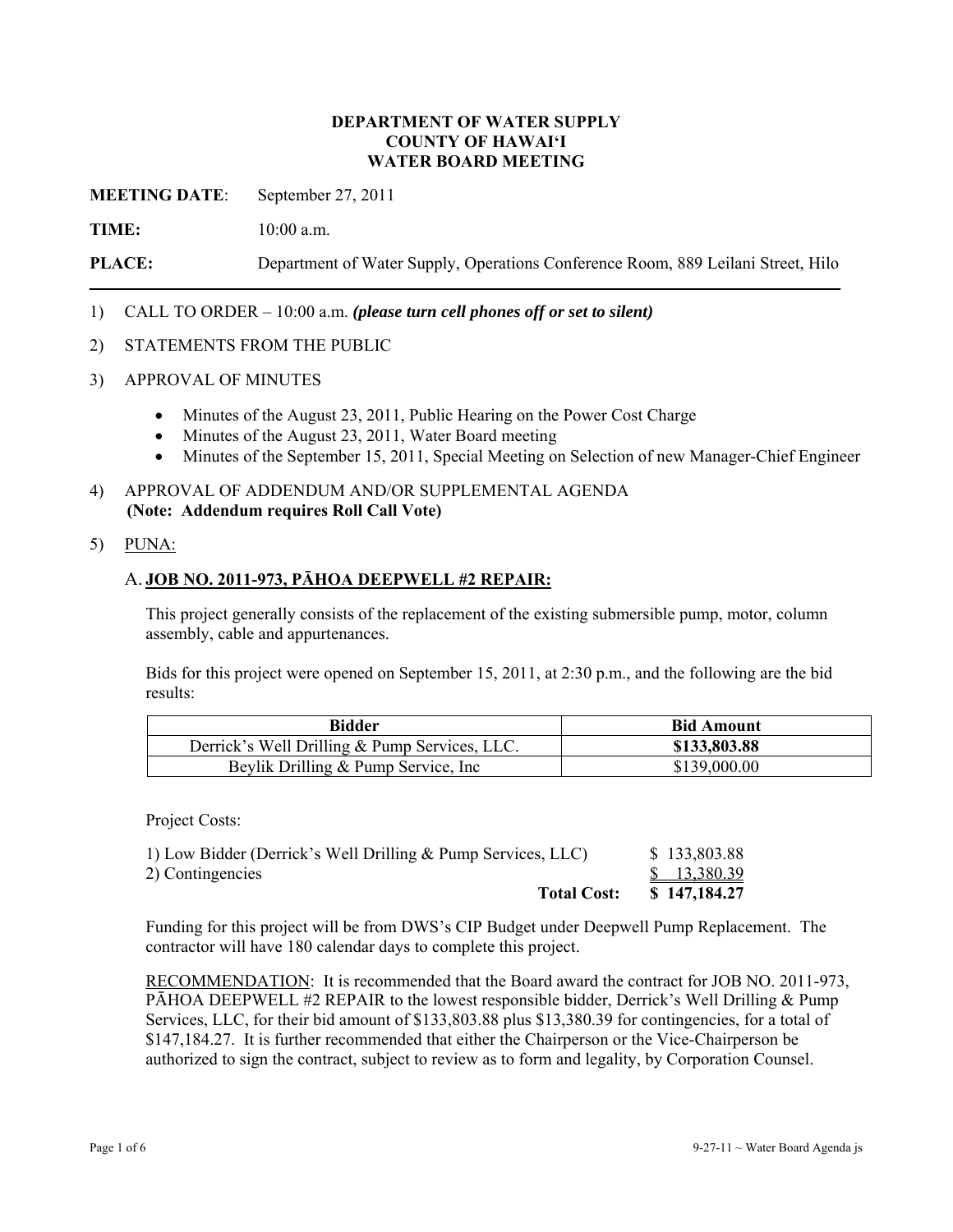# DEPARTMENT OF WATER SUPPLY
# COUNTY OF HAWAIʻI
# WATER BOARD MEETING

**MEETING DATE**: September 27, 2011

**TIME:** 10:00 a.m.

**PLACE:** Department of Water Supply, Operations Conference Room, 889 Leilani Street, Hilo

---

1) CALL TO ORDER – 10:00 a.m. ***(please turn cell phones off or set to silent)***

2) STATEMENTS FROM THE PUBLIC

3) APPROVAL OF MINUTES

   - Minutes of the August 23, 2011, Public Hearing on the Power Cost Charge
   - Minutes of the August 23, 2011, Water Board meeting
   - Minutes of the September 15, 2011, Special Meeting on Selection of new Manager-Chief Engineer

4) APPROVAL OF ADDENDUM AND/OR SUPPLEMENTAL AGENDA
   **(Note: Addendum requires Roll Call Vote)**

5) PUNA:

### A. JOB NO. 2011-973, PĀHOA DEEPWELL #2 REPAIR:

This project generally consists of the replacement of the existing submersible pump, motor, column assembly, cable and appurtenances.

Bids for this project were opened on September 15, 2011, at 2:30 p.m., and the following are the bid results:

| Bidder | Bid Amount |
|---|---|
| Derrick's Well Drilling & Pump Services, LLC. | **$133,803.88** |
| Beylik Drilling & Pump Service, Inc | $139,000.00 |

Project Costs:

| | |
|---|---|
| 1) Low Bidder (Derrick's Well Drilling & Pump Services, LLC) | $ 133,803.88 |
| 2) Contingencies | $ 13,380.39 |
| **Total Cost:** | **$ 147,184.27** |

Funding for this project will be from DWS's CIP Budget under Deepwell Pump Replacement. The contractor will have 180 calendar days to complete this project.

RECOMMENDATION: It is recommended that the Board award the contract for JOB NO. 2011-973, PĀHOA DEEPWELL #2 REPAIR to the lowest responsible bidder, Derrick's Well Drilling & Pump Services, LLC, for their bid amount of $133,803.88 plus $13,380.39 for contingencies, for a total of $147,184.27. It is further recommended that either the Chairperson or the Vice-Chairperson be authorized to sign the contract, subject to review as to form and legality, by Corporation Counsel.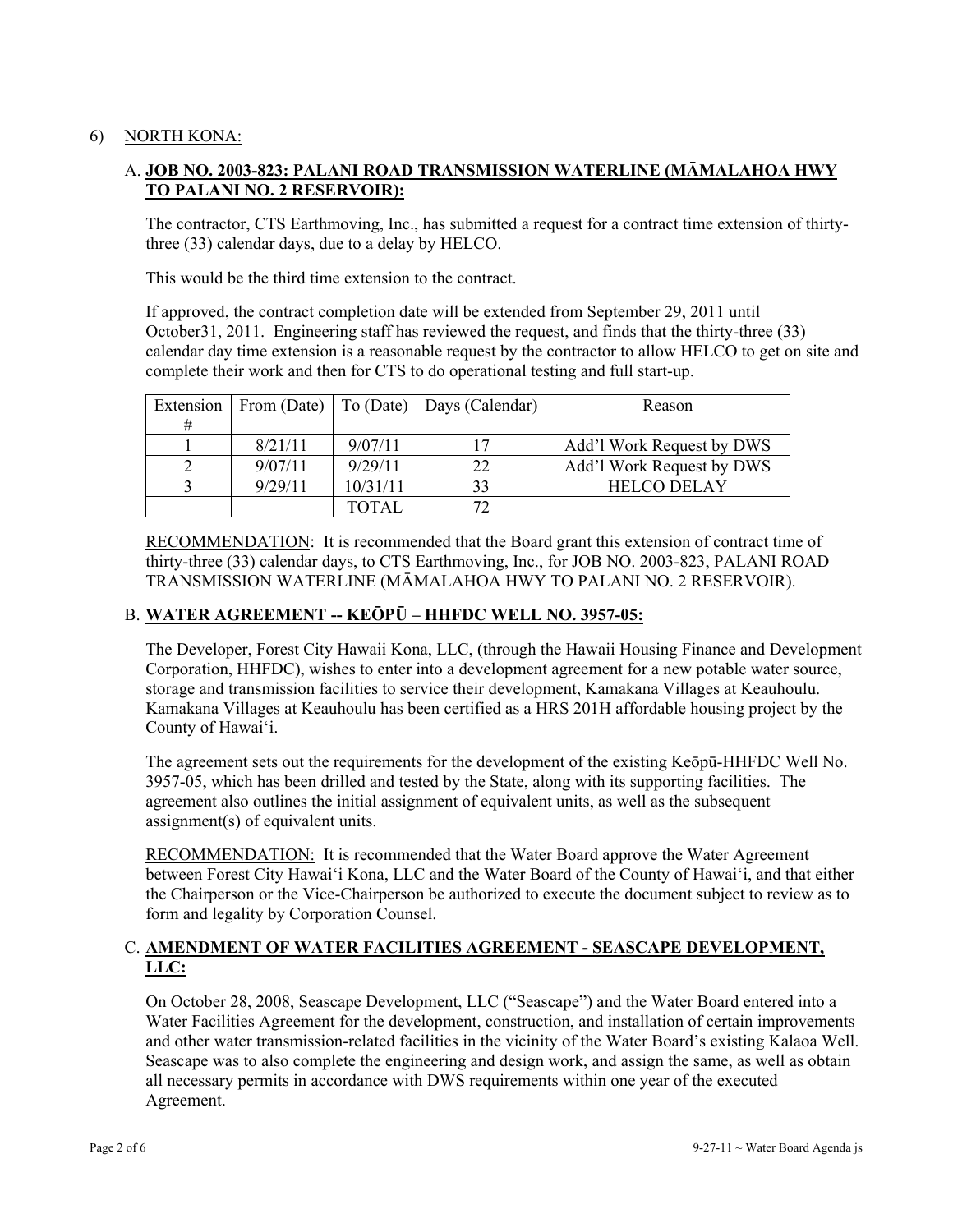6) NORTH KONA:

A. **JOB NO. 2003-823: PALANI ROAD TRANSMISSION WATERLINE (MĀMALAHOA HWY TO PALANI NO. 2 RESERVOIR):**

The contractor, CTS Earthmoving, Inc., has submitted a request for a contract time extension of thirty-three (33) calendar days, due to a delay by HELCO.

This would be the third time extension to the contract.

If approved, the contract completion date will be extended from September 29, 2011 until October31, 2011. Engineering staff has reviewed the request, and finds that the thirty-three (33) calendar day time extension is a reasonable request by the contractor to allow HELCO to get on site and complete their work and then for CTS to do operational testing and full start-up.

| Extension # | From (Date) | To (Date) | Days (Calendar) | Reason |
|---|---|---|---|---|
| 1 | 8/21/11 | 9/07/11 | 17 | Add'l Work Request by DWS |
| 2 | 9/07/11 | 9/29/11 | 22 | Add'l Work Request by DWS |
| 3 | 9/29/11 | 10/31/11 | 33 | HELCO DELAY |
| | | TOTAL | 72 | |

RECOMMENDATION: It is recommended that the Board grant this extension of contract time of thirty-three (33) calendar days, to CTS Earthmoving, Inc., for JOB NO. 2003-823, PALANI ROAD TRANSMISSION WATERLINE (MĀMALAHOA HWY TO PALANI NO. 2 RESERVOIR).

B. **WATER AGREEMENT -- KEŌPŪ – HHFDC WELL NO. 3957-05:**

The Developer, Forest City Hawaii Kona, LLC, (through the Hawaii Housing Finance and Development Corporation, HHFDC), wishes to enter into a development agreement for a new potable water source, storage and transmission facilities to service their development, Kamakana Villages at Keauhoulu. Kamakana Villages at Keauhoulu has been certified as a HRS 201H affordable housing project by the County of Hawai'i.

The agreement sets out the requirements for the development of the existing Keōpū-HHFDC Well No. 3957-05, which has been drilled and tested by the State, along with its supporting facilities. The agreement also outlines the initial assignment of equivalent units, as well as the subsequent assignment(s) of equivalent units.

RECOMMENDATION: It is recommended that the Water Board approve the Water Agreement between Forest City Hawai'i Kona, LLC and the Water Board of the County of Hawai'i, and that either the Chairperson or the Vice-Chairperson be authorized to execute the document subject to review as to form and legality by Corporation Counsel.

C. **AMENDMENT OF WATER FACILITIES AGREEMENT - SEASCAPE DEVELOPMENT, LLC:**

On October 28, 2008, Seascape Development, LLC ("Seascape") and the Water Board entered into a Water Facilities Agreement for the development, construction, and installation of certain improvements and other water transmission-related facilities in the vicinity of the Water Board's existing Kalaoa Well. Seascape was to also complete the engineering and design work, and assign the same, as well as obtain all necessary permits in accordance with DWS requirements within one year of the executed Agreement.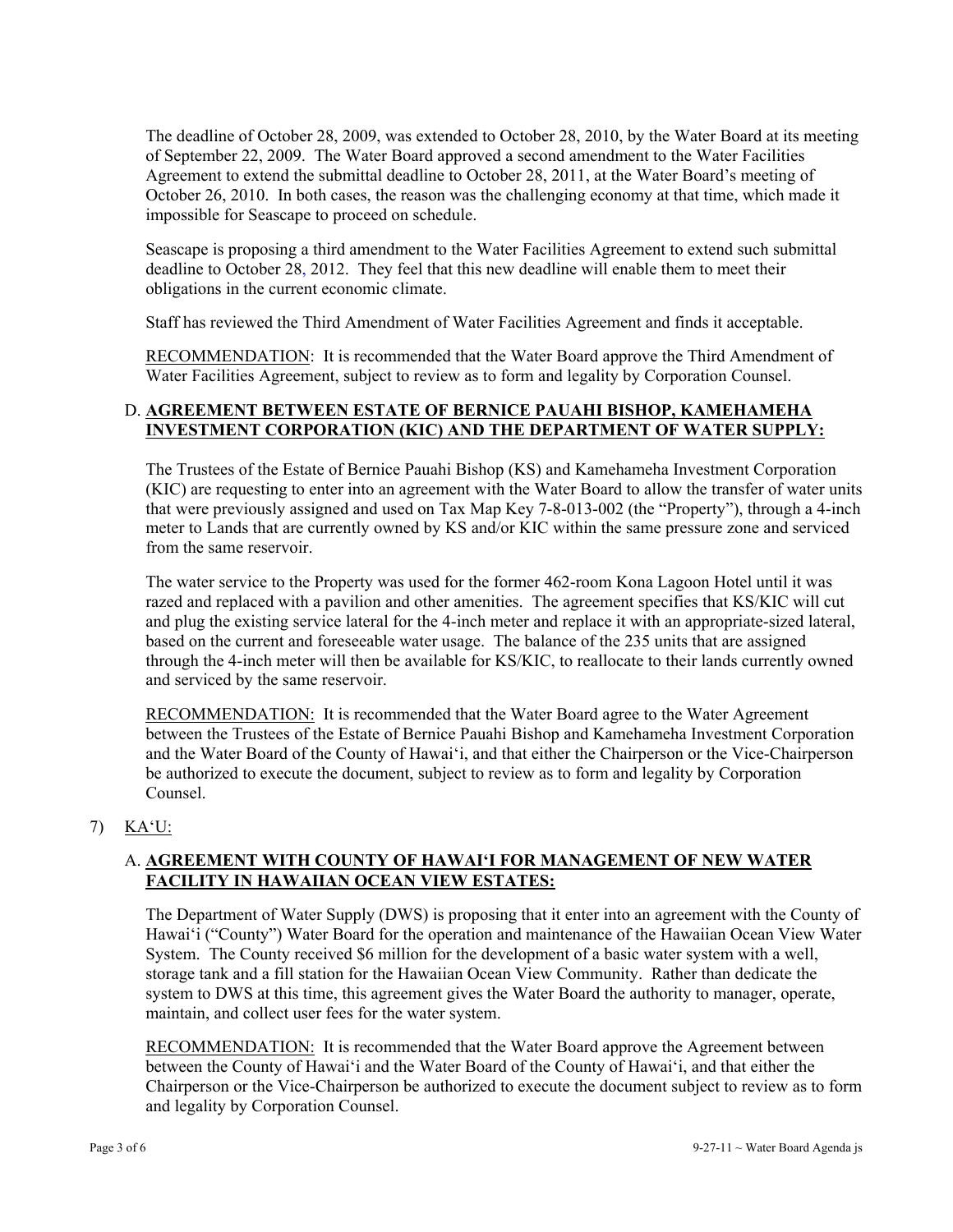The deadline of October 28, 2009, was extended to October 28, 2010, by the Water Board at its meeting of September 22, 2009. The Water Board approved a second amendment to the Water Facilities Agreement to extend the submittal deadline to October 28, 2011, at the Water Board's meeting of October 26, 2010. In both cases, the reason was the challenging economy at that time, which made it impossible for Seascape to proceed on schedule.

Seascape is proposing a third amendment to the Water Facilities Agreement to extend such submittal deadline to October 28, 2012. They feel that this new deadline will enable them to meet their obligations in the current economic climate.

Staff has reviewed the Third Amendment of Water Facilities Agreement and finds it acceptable.

RECOMMENDATION: It is recommended that the Water Board approve the Third Amendment of Water Facilities Agreement, subject to review as to form and legality by Corporation Counsel.

D. **AGREEMENT BETWEEN ESTATE OF BERNICE PAUAHI BISHOP, KAMEHAMEHA INVESTMENT CORPORATION (KIC) AND THE DEPARTMENT OF WATER SUPPLY:**

The Trustees of the Estate of Bernice Pauahi Bishop (KS) and Kamehameha Investment Corporation (KIC) are requesting to enter into an agreement with the Water Board to allow the transfer of water units that were previously assigned and used on Tax Map Key 7-8-013-002 (the "Property"), through a 4-inch meter to Lands that are currently owned by KS and/or KIC within the same pressure zone and serviced from the same reservoir.

The water service to the Property was used for the former 462-room Kona Lagoon Hotel until it was razed and replaced with a pavilion and other amenities. The agreement specifies that KS/KIC will cut and plug the existing service lateral for the 4-inch meter and replace it with an appropriate-sized lateral, based on the current and foreseeable water usage. The balance of the 235 units that are assigned through the 4-inch meter will then be available for KS/KIC, to reallocate to their lands currently owned and serviced by the same reservoir.

RECOMMENDATION: It is recommended that the Water Board agree to the Water Agreement between the Trustees of the Estate of Bernice Pauahi Bishop and Kamehameha Investment Corporation and the Water Board of the County of Hawai'i, and that either the Chairperson or the Vice-Chairperson be authorized to execute the document, subject to review as to form and legality by Corporation Counsel.

7) KA'U:

A. **AGREEMENT WITH COUNTY OF HAWAI'I FOR MANAGEMENT OF NEW WATER FACILITY IN HAWAIIAN OCEAN VIEW ESTATES:**

The Department of Water Supply (DWS) is proposing that it enter into an agreement with the County of Hawai'i ("County") Water Board for the operation and maintenance of the Hawaiian Ocean View Water System. The County received $6 million for the development of a basic water system with a well, storage tank and a fill station for the Hawaiian Ocean View Community. Rather than dedicate the system to DWS at this time, this agreement gives the Water Board the authority to manager, operate, maintain, and collect user fees for the water system.

RECOMMENDATION: It is recommended that the Water Board approve the Agreement between between the County of Hawai'i and the Water Board of the County of Hawai'i, and that either the Chairperson or the Vice-Chairperson be authorized to execute the document subject to review as to form and legality by Corporation Counsel.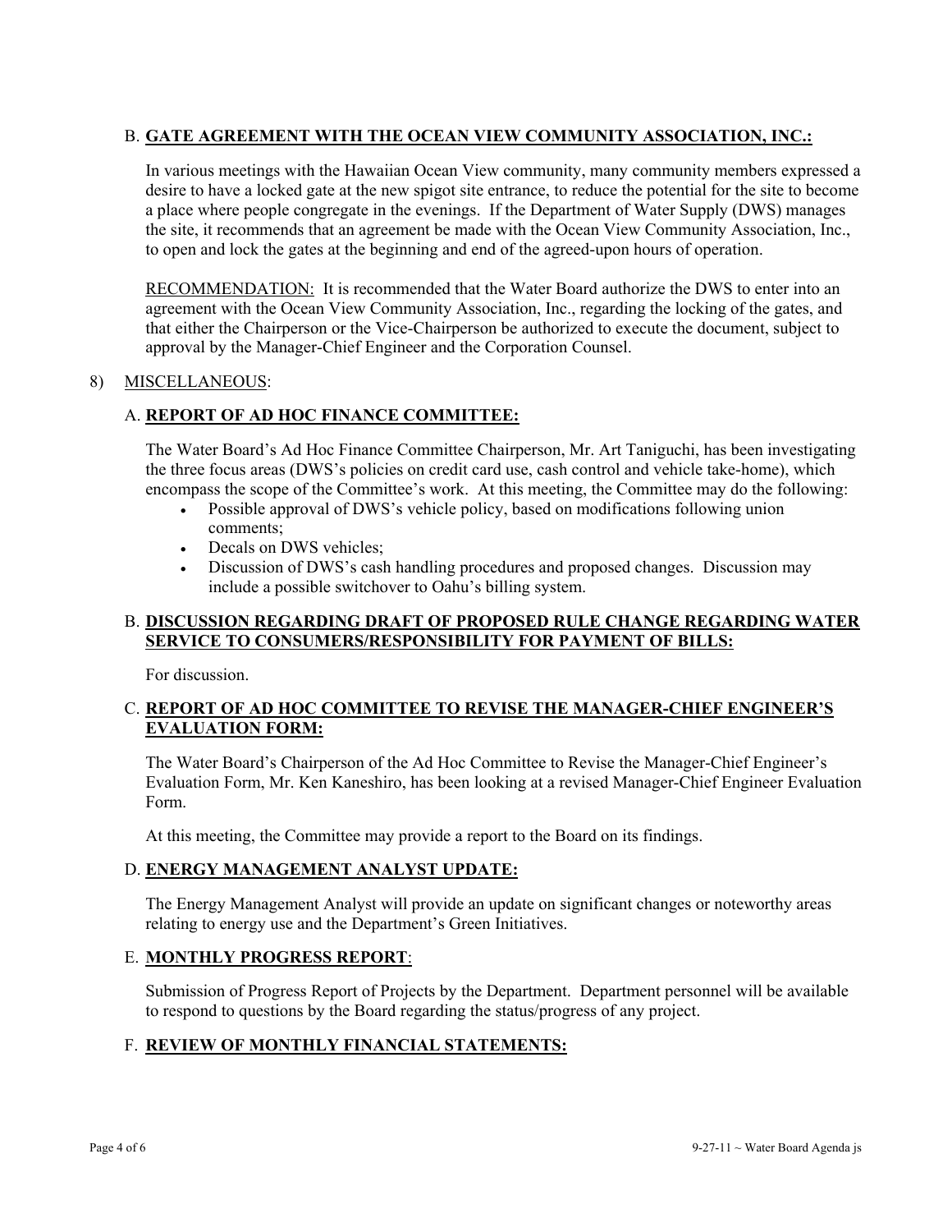B. **GATE AGREEMENT WITH THE OCEAN VIEW COMMUNITY ASSOCIATION, INC.:**

In various meetings with the Hawaiian Ocean View community, many community members expressed a desire to have a locked gate at the new spigot site entrance, to reduce the potential for the site to become a place where people congregate in the evenings. If the Department of Water Supply (DWS) manages the site, it recommends that an agreement be made with the Ocean View Community Association, Inc., to open and lock the gates at the beginning and end of the agreed-upon hours of operation.

RECOMMENDATION: It is recommended that the Water Board authorize the DWS to enter into an agreement with the Ocean View Community Association, Inc., regarding the locking of the gates, and that either the Chairperson or the Vice-Chairperson be authorized to execute the document, subject to approval by the Manager-Chief Engineer and the Corporation Counsel.

8) MISCELLANEOUS:

A. **REPORT OF AD HOC FINANCE COMMITTEE:**

The Water Board's Ad Hoc Finance Committee Chairperson, Mr. Art Taniguchi, has been investigating the three focus areas (DWS's policies on credit card use, cash control and vehicle take-home), which encompass the scope of the Committee's work. At this meeting, the Committee may do the following:

- Possible approval of DWS's vehicle policy, based on modifications following union comments;
- Decals on DWS vehicles;
- Discussion of DWS's cash handling procedures and proposed changes. Discussion may include a possible switchover to Oahu's billing system.

B. **DISCUSSION REGARDING DRAFT OF PROPOSED RULE CHANGE REGARDING WATER SERVICE TO CONSUMERS/RESPONSIBILITY FOR PAYMENT OF BILLS:**

For discussion.

C. **REPORT OF AD HOC COMMITTEE TO REVISE THE MANAGER-CHIEF ENGINEER'S EVALUATION FORM:**

The Water Board's Chairperson of the Ad Hoc Committee to Revise the Manager-Chief Engineer's Evaluation Form, Mr. Ken Kaneshiro, has been looking at a revised Manager-Chief Engineer Evaluation Form.

At this meeting, the Committee may provide a report to the Board on its findings.

D. **ENERGY MANAGEMENT ANALYST UPDATE:**

The Energy Management Analyst will provide an update on significant changes or noteworthy areas relating to energy use and the Department's Green Initiatives.

E. **MONTHLY PROGRESS REPORT**:

Submission of Progress Report of Projects by the Department. Department personnel will be available to respond to questions by the Board regarding the status/progress of any project.

F. **REVIEW OF MONTHLY FINANCIAL STATEMENTS:**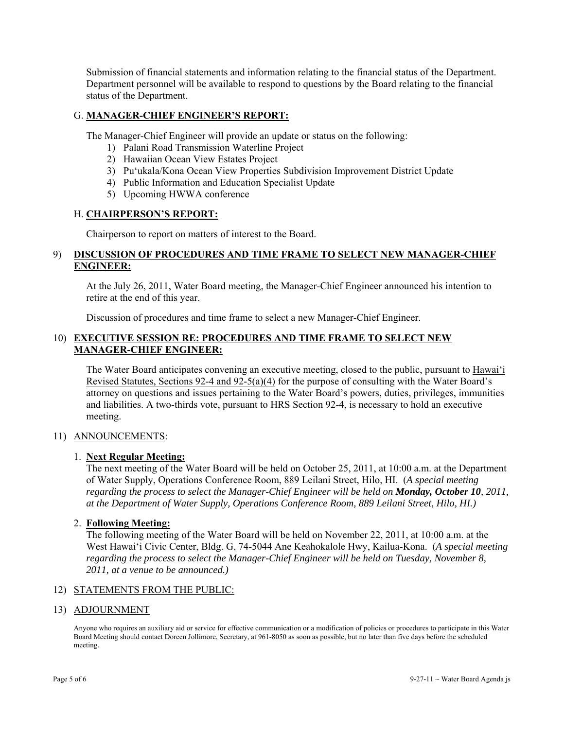Submission of financial statements and information relating to the financial status of the Department. Department personnel will be available to respond to questions by the Board relating to the financial status of the Department.

G. **MANAGER-CHIEF ENGINEER'S REPORT:**

The Manager-Chief Engineer will provide an update or status on the following:

1) Palani Road Transmission Waterline Project
2) Hawaiian Ocean View Estates Project
3) Pu'ukala/Kona Ocean View Properties Subdivision Improvement District Update
4) Public Information and Education Specialist Update
5) Upcoming HWWA conference

H. **CHAIRPERSON'S REPORT:**

Chairperson to report on matters of interest to the Board.

9) **DISCUSSION OF PROCEDURES AND TIME FRAME TO SELECT NEW MANAGER-CHIEF ENGINEER:**

At the July 26, 2011, Water Board meeting, the Manager-Chief Engineer announced his intention to retire at the end of this year.

Discussion of procedures and time frame to select a new Manager-Chief Engineer.

10) **EXECUTIVE SESSION RE: PROCEDURES AND TIME FRAME TO SELECT NEW MANAGER-CHIEF ENGINEER:**

The Water Board anticipates convening an executive meeting, closed to the public, pursuant to Hawai'i Revised Statutes, Sections 92-4 and 92-5(a)(4) for the purpose of consulting with the Water Board's attorney on questions and issues pertaining to the Water Board's powers, duties, privileges, immunities and liabilities. A two-thirds vote, pursuant to HRS Section 92-4, is necessary to hold an executive meeting.

11) ANNOUNCEMENTS:

1. **Next Regular Meeting:**
The next meeting of the Water Board will be held on October 25, 2011, at 10:00 a.m. at the Department of Water Supply, Operations Conference Room, 889 Leilani Street, Hilo, HI. (*A special meeting regarding the process to select the Manager-Chief Engineer will be held on **Monday, October 10**, 2011, at the Department of Water Supply, Operations Conference Room, 889 Leilani Street, Hilo, HI.)*

2. **Following Meeting:**
The following meeting of the Water Board will be held on November 22, 2011, at 10:00 a.m. at the West Hawai'i Civic Center, Bldg. G, 74-5044 Ane Keahokalole Hwy, Kailua-Kona. (*A special meeting regarding the process to select the Manager-Chief Engineer will be held on Tuesday, November 8, 2011, at a venue to be announced.)*

12) STATEMENTS FROM THE PUBLIC:

13) ADJOURNMENT

Anyone who requires an auxiliary aid or service for effective communication or a modification of policies or procedures to participate in this Water Board Meeting should contact Doreen Jollimore, Secretary, at 961-8050 as soon as possible, but no later than five days before the scheduled meeting.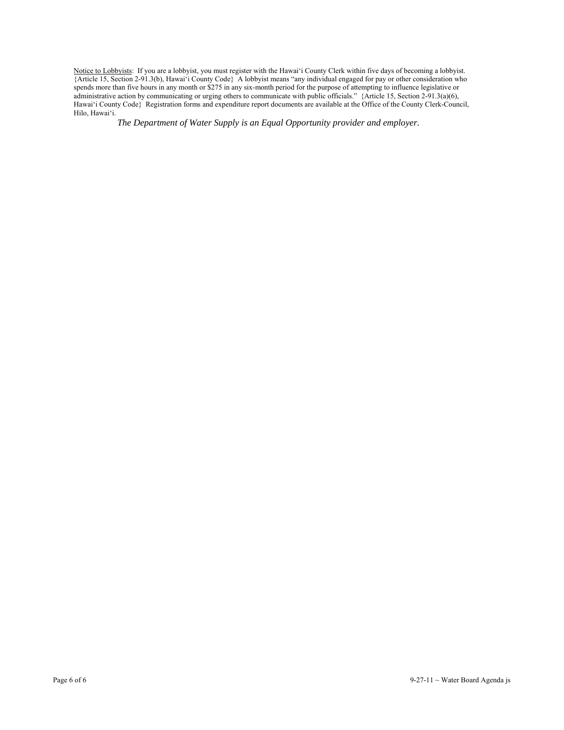<u>Notice to Lobbyists</u>: If you are a lobbyist, you must register with the Hawai'i County Clerk within five days of becoming a lobbyist. {Article 15, Section 2-91.3(b), Hawai'i County Code} A lobbyist means "any individual engaged for pay or other consideration who spends more than five hours in any month or $275 in any six-month period for the purpose of attempting to influence legislative or administrative action by communicating or urging others to communicate with public officials." {Article 15, Section 2-91.3(a)(6), Hawai'i County Code} Registration forms and expenditure report documents are available at the Office of the County Clerk-Council, Hilo, Hawai'i.

*The Department of Water Supply is an Equal Opportunity provider and employer.*